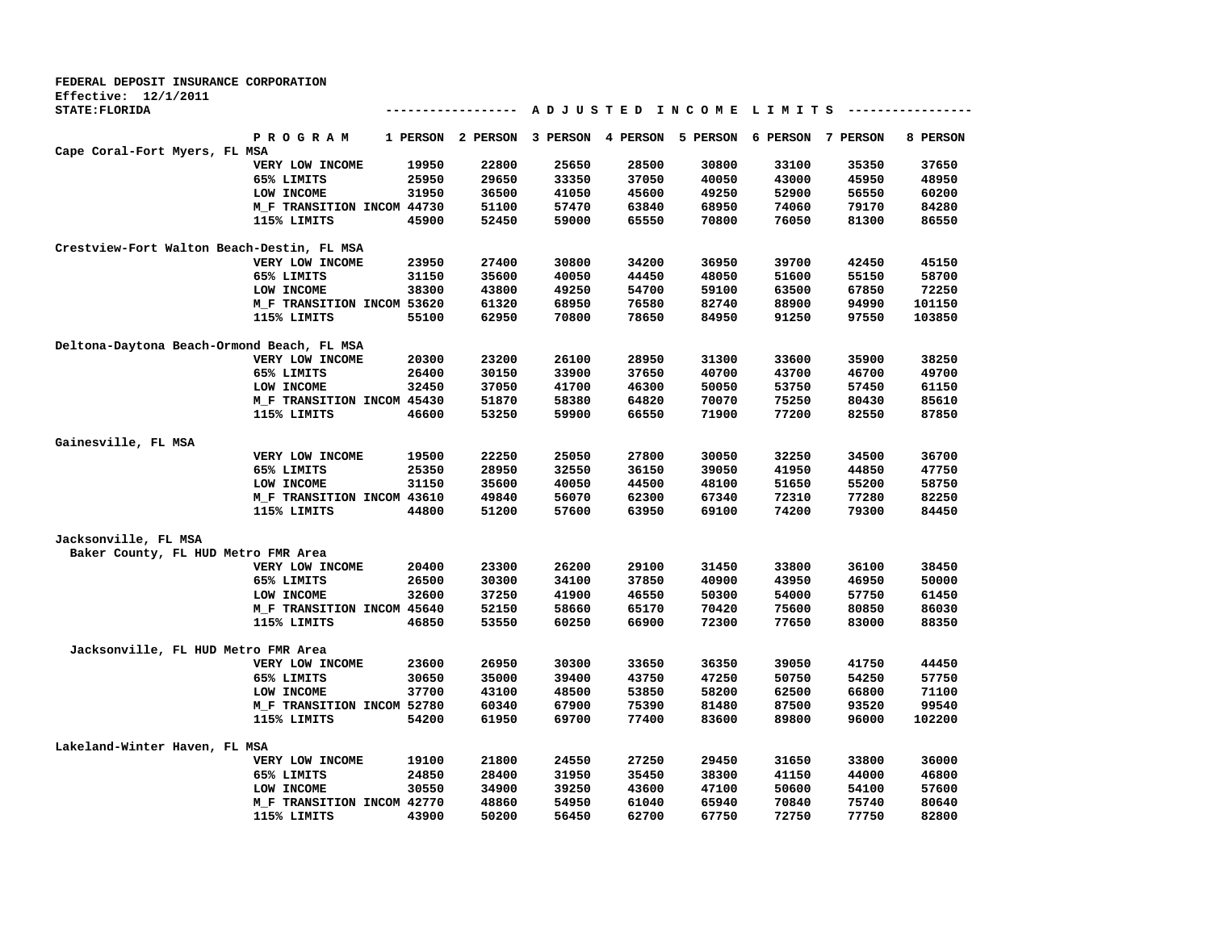**FEDERAL DEPOSIT INSURANCE CORPORATION**
**Effective: 12/1/2011**
**STATE:FLORIDA**

**A D J U S T E D   I N C O M E   L I M I T S**

| Area | PROGRAM | 1 PERSON | 2 PERSON | 3 PERSON | 4 PERSON | 5 PERSON | 6 PERSON | 7 PERSON | 8 PERSON |
|---|---|---|---|---|---|---|---|---|---|
| **Cape Coral-Fort Myers, FL MSA** | | | | | | | | | |
| | VERY LOW INCOME | 19950 | 22800 | 25650 | 28500 | 30800 | 33100 | 35350 | 37650 |
| | 65% LIMITS | 25950 | 29650 | 33350 | 37050 | 40050 | 43000 | 45950 | 48950 |
| | LOW INCOME | 31950 | 36500 | 41050 | 45600 | 49250 | 52900 | 56550 | 60200 |
| | M_F TRANSITION INCOM | 44730 | 51100 | 57470 | 63840 | 68950 | 74060 | 79170 | 84280 |
| | 115% LIMITS | 45900 | 52450 | 59000 | 65550 | 70800 | 76050 | 81300 | 86550 |
| **Crestview-Fort Walton Beach-Destin, FL MSA** | | | | | | | | | |
| | VERY LOW INCOME | 23950 | 27400 | 30800 | 34200 | 36950 | 39700 | 42450 | 45150 |
| | 65% LIMITS | 31150 | 35600 | 40050 | 44450 | 48050 | 51600 | 55150 | 58700 |
| | LOW INCOME | 38300 | 43800 | 49250 | 54700 | 59100 | 63500 | 67850 | 72250 |
| | M_F TRANSITION INCOM | 53620 | 61320 | 68950 | 76580 | 82740 | 88900 | 94990 | 101150 |
| | 115% LIMITS | 55100 | 62950 | 70800 | 78650 | 84950 | 91250 | 97550 | 103850 |
| **Deltona-Daytona Beach-Ormond Beach, FL MSA** | | | | | | | | | |
| | VERY LOW INCOME | 20300 | 23200 | 26100 | 28950 | 31300 | 33600 | 35900 | 38250 |
| | 65% LIMITS | 26400 | 30150 | 33900 | 37650 | 40700 | 43700 | 46700 | 49700 |
| | LOW INCOME | 32450 | 37050 | 41700 | 46300 | 50050 | 53750 | 57450 | 61150 |
| | M_F TRANSITION INCOM | 45430 | 51870 | 58380 | 64820 | 70070 | 75250 | 80430 | 85610 |
| | 115% LIMITS | 46600 | 53250 | 59900 | 66550 | 71900 | 77200 | 82550 | 87850 |
| **Gainesville, FL MSA** | | | | | | | | | |
| | VERY LOW INCOME | 19500 | 22250 | 25050 | 27800 | 30050 | 32250 | 34500 | 36700 |
| | 65% LIMITS | 25350 | 28950 | 32550 | 36150 | 39050 | 41950 | 44850 | 47750 |
| | LOW INCOME | 31150 | 35600 | 40050 | 44500 | 48100 | 51650 | 55200 | 58750 |
| | M_F TRANSITION INCOM | 43610 | 49840 | 56070 | 62300 | 67340 | 72310 | 77280 | 82250 |
| | 115% LIMITS | 44800 | 51200 | 57600 | 63950 | 69100 | 74200 | 79300 | 84450 |
| **Jacksonville, FL MSA** | | | | | | | | | |
| Baker County, FL HUD Metro FMR Area | | | | | | | | | |
| | VERY LOW INCOME | 20400 | 23300 | 26200 | 29100 | 31450 | 33800 | 36100 | 38450 |
| | 65% LIMITS | 26500 | 30300 | 34100 | 37850 | 40900 | 43950 | 46950 | 50000 |
| | LOW INCOME | 32600 | 37250 | 41900 | 46550 | 50300 | 54000 | 57750 | 61450 |
| | M_F TRANSITION INCOM | 45640 | 52150 | 58660 | 65170 | 70420 | 75600 | 80850 | 86030 |
| | 115% LIMITS | 46850 | 53550 | 60250 | 66900 | 72300 | 77650 | 83000 | 88350 |
| Jacksonville, FL HUD Metro FMR Area | | | | | | | | | |
| | VERY LOW INCOME | 23600 | 26950 | 30300 | 33650 | 36350 | 39050 | 41750 | 44450 |
| | 65% LIMITS | 30650 | 35000 | 39400 | 43750 | 47250 | 50750 | 54250 | 57750 |
| | LOW INCOME | 37700 | 43100 | 48500 | 53850 | 58200 | 62500 | 66800 | 71100 |
| | M_F TRANSITION INCOM | 52780 | 60340 | 67900 | 75390 | 81480 | 87500 | 93520 | 99540 |
| | 115% LIMITS | 54200 | 61950 | 69700 | 77400 | 83600 | 89800 | 96000 | 102200 |
| **Lakeland-Winter Haven, FL MSA** | | | | | | | | | |
| | VERY LOW INCOME | 19100 | 21800 | 24550 | 27250 | 29450 | 31650 | 33800 | 36000 |
| | 65% LIMITS | 24850 | 28400 | 31950 | 35450 | 38300 | 41150 | 44000 | 46800 |
| | LOW INCOME | 30550 | 34900 | 39250 | 43600 | 47100 | 50600 | 54100 | 57600 |
| | M_F TRANSITION INCOM | 42770 | 48860 | 54950 | 61040 | 65940 | 70840 | 75740 | 80640 |
| | 115% LIMITS | 43900 | 50200 | 56450 | 62700 | 67750 | 72750 | 77750 | 82800 |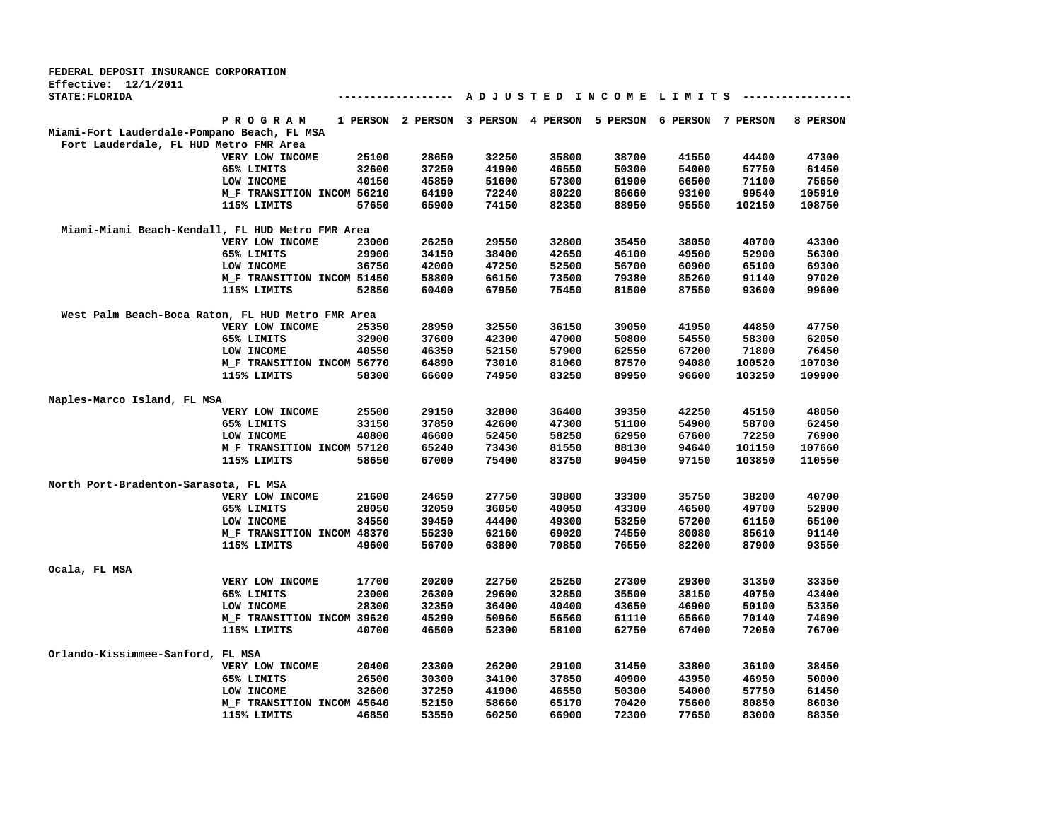FEDERAL DEPOSIT INSURANCE CORPORATION
Effective: 12/1/2011
STATE:FLORIDA

----------------- A D J U S T E D I N C O M E L I M I T S ----------------

| Area | P R O G R A M | 1 PERSON | 2 PERSON | 3 PERSON | 4 PERSON | 5 PERSON | 6 PERSON | 7 PERSON | 8 PERSON |
|---|---|---|---|---|---|---|---|---|---|
| **Miami-Fort Lauderdale-Pompano Beach, FL MSA** | | | | | | | | | |
| Fort Lauderdale, FL HUD Metro FMR Area | | | | | | | | | |
| | VERY LOW INCOME | 25100 | 28650 | 32250 | 35800 | 38700 | 41550 | 44400 | 47300 |
| | 65% LIMITS | 32600 | 37250 | 41900 | 46550 | 50300 | 54000 | 57750 | 61450 |
| | LOW INCOME | 40150 | 45850 | 51600 | 57300 | 61900 | 66500 | 71100 | 75650 |
| | M_F TRANSITION INCOM | 56210 | 64190 | 72240 | 80220 | 86660 | 93100 | 99540 | 105910 |
| | 115% LIMITS | 57650 | 65900 | 74150 | 82350 | 88950 | 95550 | 102150 | 108750 |
| Miami-Miami Beach-Kendall, FL HUD Metro FMR Area | | | | | | | | | |
| | VERY LOW INCOME | 23000 | 26250 | 29550 | 32800 | 35450 | 38050 | 40700 | 43300 |
| | 65% LIMITS | 29900 | 34150 | 38400 | 42650 | 46100 | 49500 | 52900 | 56300 |
| | LOW INCOME | 36750 | 42000 | 47250 | 52500 | 56700 | 60900 | 65100 | 69300 |
| | M_F TRANSITION INCOM | 51450 | 58800 | 66150 | 73500 | 79380 | 85260 | 91140 | 97020 |
| | 115% LIMITS | 52850 | 60400 | 67950 | 75450 | 81500 | 87550 | 93600 | 99600 |
| West Palm Beach-Boca Raton, FL HUD Metro FMR Area | | | | | | | | | |
| | VERY LOW INCOME | 25350 | 28950 | 32550 | 36150 | 39050 | 41950 | 44850 | 47750 |
| | 65% LIMITS | 32900 | 37600 | 42300 | 47000 | 50800 | 54550 | 58300 | 62050 |
| | LOW INCOME | 40550 | 46350 | 52150 | 57900 | 62550 | 67200 | 71800 | 76450 |
| | M_F TRANSITION INCOM | 56770 | 64890 | 73010 | 81060 | 87570 | 94080 | 100520 | 107030 |
| | 115% LIMITS | 58300 | 66600 | 74950 | 83250 | 89950 | 96600 | 103250 | 109900 |
| **Naples-Marco Island, FL MSA** | | | | | | | | | |
| | VERY LOW INCOME | 25500 | 29150 | 32800 | 36400 | 39350 | 42250 | 45150 | 48050 |
| | 65% LIMITS | 33150 | 37850 | 42600 | 47300 | 51100 | 54900 | 58700 | 62450 |
| | LOW INCOME | 40800 | 46600 | 52450 | 58250 | 62950 | 67600 | 72250 | 76900 |
| | M_F TRANSITION INCOM | 57120 | 65240 | 73430 | 81550 | 88130 | 94640 | 101150 | 107660 |
| | 115% LIMITS | 58650 | 67000 | 75400 | 83750 | 90450 | 97150 | 103850 | 110550 |
| **North Port-Bradenton-Sarasota, FL MSA** | | | | | | | | | |
| | VERY LOW INCOME | 21600 | 24650 | 27750 | 30800 | 33300 | 35750 | 38200 | 40700 |
| | 65% LIMITS | 28050 | 32050 | 36050 | 40050 | 43300 | 46500 | 49700 | 52900 |
| | LOW INCOME | 34550 | 39450 | 44400 | 49300 | 53250 | 57200 | 61150 | 65100 |
| | M_F TRANSITION INCOM | 48370 | 55230 | 62160 | 69020 | 74550 | 80080 | 85610 | 91140 |
| | 115% LIMITS | 49600 | 56700 | 63800 | 70850 | 76550 | 82200 | 87900 | 93550 |
| **Ocala, FL MSA** | | | | | | | | | |
| | VERY LOW INCOME | 17700 | 20200 | 22750 | 25250 | 27300 | 29300 | 31350 | 33350 |
| | 65% LIMITS | 23000 | 26300 | 29600 | 32850 | 35500 | 38150 | 40750 | 43400 |
| | LOW INCOME | 28300 | 32350 | 36400 | 40400 | 43650 | 46900 | 50100 | 53350 |
| | M_F TRANSITION INCOM | 39620 | 45290 | 50960 | 56560 | 61110 | 65660 | 70140 | 74690 |
| | 115% LIMITS | 40700 | 46500 | 52300 | 58100 | 62750 | 67400 | 72050 | 76700 |
| **Orlando-Kissimmee-Sanford, FL MSA** | | | | | | | | | |
| | VERY LOW INCOME | 20400 | 23300 | 26200 | 29100 | 31450 | 33800 | 36100 | 38450 |
| | 65% LIMITS | 26500 | 30300 | 34100 | 37850 | 40900 | 43950 | 46950 | 50000 |
| | LOW INCOME | 32600 | 37250 | 41900 | 46550 | 50300 | 54000 | 57750 | 61450 |
| | M_F TRANSITION INCOM | 45640 | 52150 | 58660 | 65170 | 70420 | 75600 | 80850 | 86030 |
| | 115% LIMITS | 46850 | 53550 | 60250 | 66900 | 72300 | 77650 | 83000 | 88350 |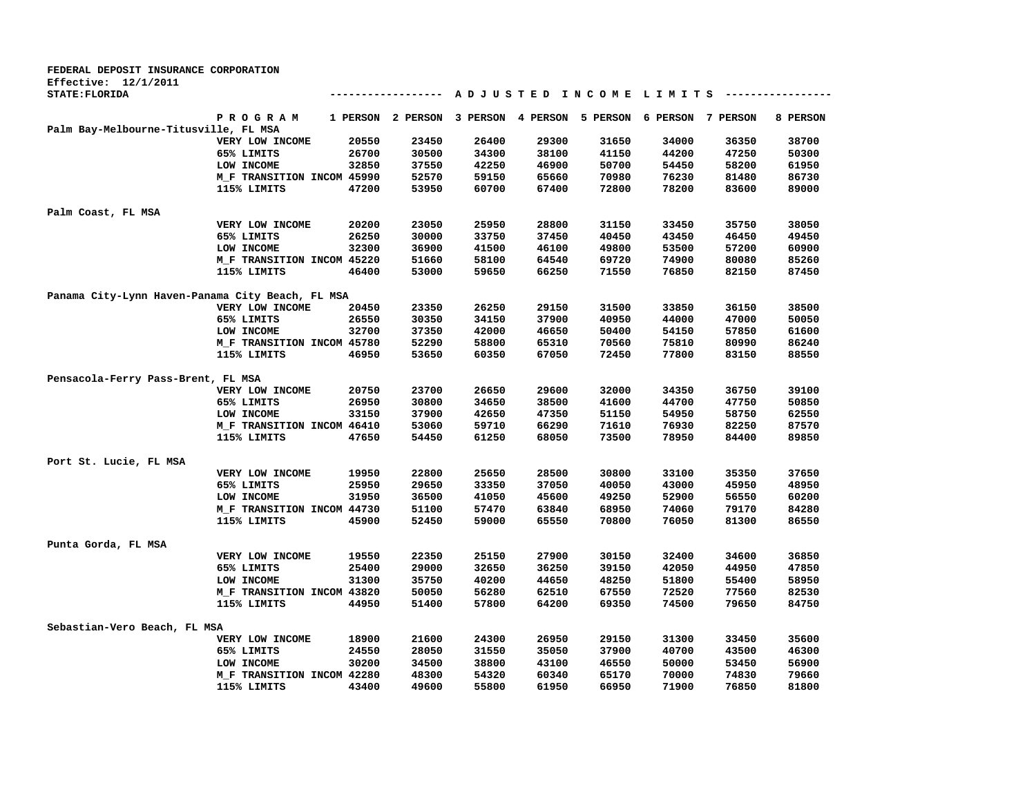FEDERAL DEPOSIT INSURANCE CORPORATION
Effective: 12/1/2011
STATE:FLORIDA

------------------ A D J U S T E D   I N C O M E   L I M I T S ------------------

| | P R O G R A M | 1 PERSON | 2 PERSON | 3 PERSON | 4 PERSON | 5 PERSON | 6 PERSON | 7 PERSON | 8 PERSON |
|---|---|---|---|---|---|---|---|---|---|
| Palm Bay-Melbourne-Titusville, FL MSA | | | | | | | | | |
| | VERY LOW INCOME | 20550 | 23450 | 26400 | 29300 | 31650 | 34000 | 36350 | 38700 |
| | 65% LIMITS | 26700 | 30500 | 34300 | 38100 | 41150 | 44200 | 47250 | 50300 |
| | LOW INCOME | 32850 | 37550 | 42250 | 46900 | 50700 | 54450 | 58200 | 61950 |
| | M_F TRANSITION INCOM | 45990 | 52570 | 59150 | 65660 | 70980 | 76230 | 81480 | 86730 |
| | 115% LIMITS | 47200 | 53950 | 60700 | 67400 | 72800 | 78200 | 83600 | 89000 |
| Palm Coast, FL MSA | | | | | | | | | |
| | VERY LOW INCOME | 20200 | 23050 | 25950 | 28800 | 31150 | 33450 | 35750 | 38050 |
| | 65% LIMITS | 26250 | 30000 | 33750 | 37450 | 40450 | 43450 | 46450 | 49450 |
| | LOW INCOME | 32300 | 36900 | 41500 | 46100 | 49800 | 53500 | 57200 | 60900 |
| | M_F TRANSITION INCOM | 45220 | 51660 | 58100 | 64540 | 69720 | 74900 | 80080 | 85260 |
| | 115% LIMITS | 46400 | 53000 | 59650 | 66250 | 71550 | 76850 | 82150 | 87450 |
| Panama City-Lynn Haven-Panama City Beach, FL MSA | | | | | | | | | |
| | VERY LOW INCOME | 20450 | 23350 | 26250 | 29150 | 31500 | 33850 | 36150 | 38500 |
| | 65% LIMITS | 26550 | 30350 | 34150 | 37900 | 40950 | 44000 | 47000 | 50050 |
| | LOW INCOME | 32700 | 37350 | 42000 | 46650 | 50400 | 54150 | 57850 | 61600 |
| | M_F TRANSITION INCOM | 45780 | 52290 | 58800 | 65310 | 70560 | 75810 | 80990 | 86240 |
| | 115% LIMITS | 46950 | 53650 | 60350 | 67050 | 72450 | 77800 | 83150 | 88550 |
| Pensacola-Ferry Pass-Brent, FL MSA | | | | | | | | | |
| | VERY LOW INCOME | 20750 | 23700 | 26650 | 29600 | 32000 | 34350 | 36750 | 39100 |
| | 65% LIMITS | 26950 | 30800 | 34650 | 38500 | 41600 | 44700 | 47750 | 50850 |
| | LOW INCOME | 33150 | 37900 | 42650 | 47350 | 51150 | 54950 | 58750 | 62550 |
| | M_F TRANSITION INCOM | 46410 | 53060 | 59710 | 66290 | 71610 | 76930 | 82250 | 87570 |
| | 115% LIMITS | 47650 | 54450 | 61250 | 68050 | 73500 | 78950 | 84400 | 89850 |
| Port St. Lucie, FL MSA | | | | | | | | | |
| | VERY LOW INCOME | 19950 | 22800 | 25650 | 28500 | 30800 | 33100 | 35350 | 37650 |
| | 65% LIMITS | 25950 | 29650 | 33350 | 37050 | 40050 | 43000 | 45950 | 48950 |
| | LOW INCOME | 31950 | 36500 | 41050 | 45600 | 49250 | 52900 | 56550 | 60200 |
| | M_F TRANSITION INCOM | 44730 | 51100 | 57470 | 63840 | 68950 | 74060 | 79170 | 84280 |
| | 115% LIMITS | 45900 | 52450 | 59000 | 65550 | 70800 | 76050 | 81300 | 86550 |
| Punta Gorda, FL MSA | | | | | | | | | |
| | VERY LOW INCOME | 19550 | 22350 | 25150 | 27900 | 30150 | 32400 | 34600 | 36850 |
| | 65% LIMITS | 25400 | 29000 | 32650 | 36250 | 39150 | 42050 | 44950 | 47850 |
| | LOW INCOME | 31300 | 35750 | 40200 | 44650 | 48250 | 51800 | 55400 | 58950 |
| | M_F TRANSITION INCOM | 43820 | 50050 | 56280 | 62510 | 67550 | 72520 | 77560 | 82530 |
| | 115% LIMITS | 44950 | 51400 | 57800 | 64200 | 69350 | 74500 | 79650 | 84750 |
| Sebastian-Vero Beach, FL MSA | | | | | | | | | |
| | VERY LOW INCOME | 18900 | 21600 | 24300 | 26950 | 29150 | 31300 | 33450 | 35600 |
| | 65% LIMITS | 24550 | 28050 | 31550 | 35050 | 37900 | 40700 | 43500 | 46300 |
| | LOW INCOME | 30200 | 34500 | 38800 | 43100 | 46550 | 50000 | 53450 | 56900 |
| | M_F TRANSITION INCOM | 42280 | 48300 | 54320 | 60340 | 65170 | 70000 | 74830 | 79660 |
| | 115% LIMITS | 43400 | 49600 | 55800 | 61950 | 66950 | 71900 | 76850 | 81800 |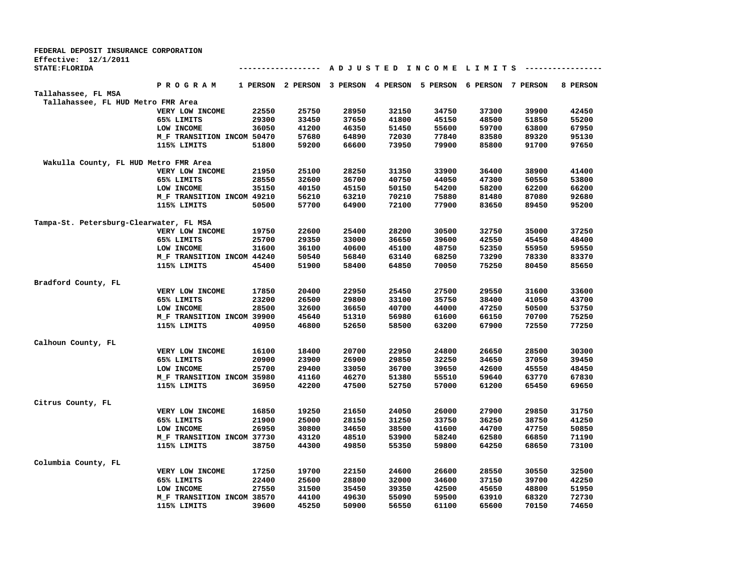**FEDERAL DEPOSIT INSURANCE CORPORATION**
**Effective: 12/1/2011**
**STATE:FLORIDA**

**A D J U S T E D   I N C O M E   L I M I T S**

| Area | PROGRAM | 1 PERSON | 2 PERSON | 3 PERSON | 4 PERSON | 5 PERSON | 6 PERSON | 7 PERSON | 8 PERSON |
|---|---|---|---|---|---|---|---|---|---|
| **Tallahassee, FL MSA** | | | | | | | | | |
| Tallahassee, FL HUD Metro FMR Area | | | | | | | | | |
| | VERY LOW INCOME | 22550 | 25750 | 28950 | 32150 | 34750 | 37300 | 39900 | 42450 |
| | 65% LIMITS | 29300 | 33450 | 37650 | 41800 | 45150 | 48500 | 51850 | 55200 |
| | LOW INCOME | 36050 | 41200 | 46350 | 51450 | 55600 | 59700 | 63800 | 67950 |
| | M_F TRANSITION INCOM | 50470 | 57680 | 64890 | 72030 | 77840 | 83580 | 89320 | 95130 |
| | 115% LIMITS | 51800 | 59200 | 66600 | 73950 | 79900 | 85800 | 91700 | 97650 |
| Wakulla County, FL HUD Metro FMR Area | | | | | | | | | |
| | VERY LOW INCOME | 21950 | 25100 | 28250 | 31350 | 33900 | 36400 | 38900 | 41400 |
| | 65% LIMITS | 28550 | 32600 | 36700 | 40750 | 44050 | 47300 | 50550 | 53800 |
| | LOW INCOME | 35150 | 40150 | 45150 | 50150 | 54200 | 58200 | 62200 | 66200 |
| | M_F TRANSITION INCOM | 49210 | 56210 | 63210 | 70210 | 75880 | 81480 | 87080 | 92680 |
| | 115% LIMITS | 50500 | 57700 | 64900 | 72100 | 77900 | 83650 | 89450 | 95200 |
| **Tampa-St. Petersburg-Clearwater, FL MSA** | | | | | | | | | |
| | VERY LOW INCOME | 19750 | 22600 | 25400 | 28200 | 30500 | 32750 | 35000 | 37250 |
| | 65% LIMITS | 25700 | 29350 | 33000 | 36650 | 39600 | 42550 | 45450 | 48400 |
| | LOW INCOME | 31600 | 36100 | 40600 | 45100 | 48750 | 52350 | 55950 | 59550 |
| | M_F TRANSITION INCOM | 44240 | 50540 | 56840 | 63140 | 68250 | 73290 | 78330 | 83370 |
| | 115% LIMITS | 45400 | 51900 | 58400 | 64850 | 70050 | 75250 | 80450 | 85650 |
| **Bradford County, FL** | | | | | | | | | |
| | VERY LOW INCOME | 17850 | 20400 | 22950 | 25450 | 27500 | 29550 | 31600 | 33600 |
| | 65% LIMITS | 23200 | 26500 | 29800 | 33100 | 35750 | 38400 | 41050 | 43700 |
| | LOW INCOME | 28500 | 32600 | 36650 | 40700 | 44000 | 47250 | 50500 | 53750 |
| | M_F TRANSITION INCOM | 39900 | 45640 | 51310 | 56980 | 61600 | 66150 | 70700 | 75250 |
| | 115% LIMITS | 40950 | 46800 | 52650 | 58500 | 63200 | 67900 | 72550 | 77250 |
| **Calhoun County, FL** | | | | | | | | | |
| | VERY LOW INCOME | 16100 | 18400 | 20700 | 22950 | 24800 | 26650 | 28500 | 30300 |
| | 65% LIMITS | 20900 | 23900 | 26900 | 29850 | 32250 | 34650 | 37050 | 39450 |
| | LOW INCOME | 25700 | 29400 | 33050 | 36700 | 39650 | 42600 | 45550 | 48450 |
| | M_F TRANSITION INCOM | 35980 | 41160 | 46270 | 51380 | 55510 | 59640 | 63770 | 67830 |
| | 115% LIMITS | 36950 | 42200 | 47500 | 52750 | 57000 | 61200 | 65450 | 69650 |
| **Citrus County, FL** | | | | | | | | | |
| | VERY LOW INCOME | 16850 | 19250 | 21650 | 24050 | 26000 | 27900 | 29850 | 31750 |
| | 65% LIMITS | 21900 | 25000 | 28150 | 31250 | 33750 | 36250 | 38750 | 41250 |
| | LOW INCOME | 26950 | 30800 | 34650 | 38500 | 41600 | 44700 | 47750 | 50850 |
| | M_F TRANSITION INCOM | 37730 | 43120 | 48510 | 53900 | 58240 | 62580 | 66850 | 71190 |
| | 115% LIMITS | 38750 | 44300 | 49850 | 55350 | 59800 | 64250 | 68650 | 73100 |
| **Columbia County, FL** | | | | | | | | | |
| | VERY LOW INCOME | 17250 | 19700 | 22150 | 24600 | 26600 | 28550 | 30550 | 32500 |
| | 65% LIMITS | 22400 | 25600 | 28800 | 32000 | 34600 | 37150 | 39700 | 42250 |
| | LOW INCOME | 27550 | 31500 | 35450 | 39350 | 42500 | 45650 | 48800 | 51950 |
| | M_F TRANSITION INCOM | 38570 | 44100 | 49630 | 55090 | 59500 | 63910 | 68320 | 72730 |
| | 115% LIMITS | 39600 | 45250 | 50900 | 56550 | 61100 | 65600 | 70150 | 74650 |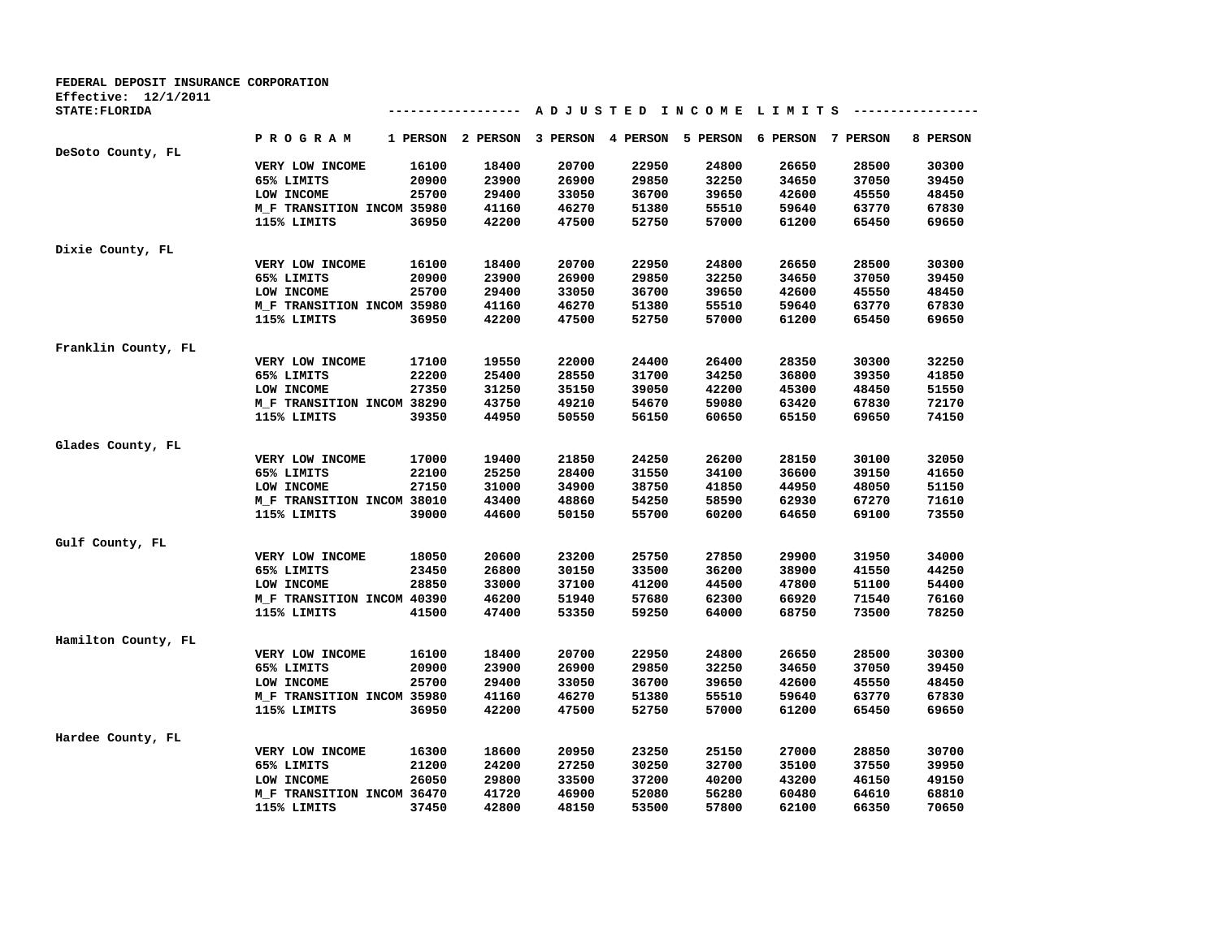**FEDERAL DEPOSIT INSURANCE CORPORATION**
**Effective: 12/1/2011**
**STATE:FLORIDA**

**A D J U S T E D I N C O M E L I M I T S**

| County | P R O G R A M | 1 PERSON | 2 PERSON | 3 PERSON | 4 PERSON | 5 PERSON | 6 PERSON | 7 PERSON | 8 PERSON |
|---|---|---|---|---|---|---|---|---|---|
| DeSoto County, FL | | | | | | | | | |
| | VERY LOW INCOME | 16100 | 18400 | 20700 | 22950 | 24800 | 26650 | 28500 | 30300 |
| | 65% LIMITS | 20900 | 23900 | 26900 | 29850 | 32250 | 34650 | 37050 | 39450 |
| | LOW INCOME | 25700 | 29400 | 33050 | 36700 | 39650 | 42600 | 45550 | 48450 |
| | M_F TRANSITION INCOM | 35980 | 41160 | 46270 | 51380 | 55510 | 59640 | 63770 | 67830 |
| | 115% LIMITS | 36950 | 42200 | 47500 | 52750 | 57000 | 61200 | 65450 | 69650 |
| Dixie County, FL | | | | | | | | | |
| | VERY LOW INCOME | 16100 | 18400 | 20700 | 22950 | 24800 | 26650 | 28500 | 30300 |
| | 65% LIMITS | 20900 | 23900 | 26900 | 29850 | 32250 | 34650 | 37050 | 39450 |
| | LOW INCOME | 25700 | 29400 | 33050 | 36700 | 39650 | 42600 | 45550 | 48450 |
| | M_F TRANSITION INCOM | 35980 | 41160 | 46270 | 51380 | 55510 | 59640 | 63770 | 67830 |
| | 115% LIMITS | 36950 | 42200 | 47500 | 52750 | 57000 | 61200 | 65450 | 69650 |
| Franklin County, FL | | | | | | | | | |
| | VERY LOW INCOME | 17100 | 19550 | 22000 | 24400 | 26400 | 28350 | 30300 | 32250 |
| | 65% LIMITS | 22200 | 25400 | 28550 | 31700 | 34250 | 36800 | 39350 | 41850 |
| | LOW INCOME | 27350 | 31250 | 35150 | 39050 | 42200 | 45300 | 48450 | 51550 |
| | M_F TRANSITION INCOM | 38290 | 43750 | 49210 | 54670 | 59080 | 63420 | 67830 | 72170 |
| | 115% LIMITS | 39350 | 44950 | 50550 | 56150 | 60650 | 65150 | 69650 | 74150 |
| Glades County, FL | | | | | | | | | |
| | VERY LOW INCOME | 17000 | 19400 | 21850 | 24250 | 26200 | 28150 | 30100 | 32050 |
| | 65% LIMITS | 22100 | 25250 | 28400 | 31550 | 34100 | 36600 | 39150 | 41650 |
| | LOW INCOME | 27150 | 31000 | 34900 | 38750 | 41850 | 44950 | 48050 | 51150 |
| | M_F TRANSITION INCOM | 38010 | 43400 | 48860 | 54250 | 58590 | 62930 | 67270 | 71610 |
| | 115% LIMITS | 39000 | 44600 | 50150 | 55700 | 60200 | 64650 | 69100 | 73550 |
| Gulf County, FL | | | | | | | | | |
| | VERY LOW INCOME | 18050 | 20600 | 23200 | 25750 | 27850 | 29900 | 31950 | 34000 |
| | 65% LIMITS | 23450 | 26800 | 30150 | 33500 | 36200 | 38900 | 41550 | 44250 |
| | LOW INCOME | 28850 | 33000 | 37100 | 41200 | 44500 | 47800 | 51100 | 54400 |
| | M_F TRANSITION INCOM | 40390 | 46200 | 51940 | 57680 | 62300 | 66920 | 71540 | 76160 |
| | 115% LIMITS | 41500 | 47400 | 53350 | 59250 | 64000 | 68750 | 73500 | 78250 |
| Hamilton County, FL | | | | | | | | | |
| | VERY LOW INCOME | 16100 | 18400 | 20700 | 22950 | 24800 | 26650 | 28500 | 30300 |
| | 65% LIMITS | 20900 | 23900 | 26900 | 29850 | 32250 | 34650 | 37050 | 39450 |
| | LOW INCOME | 25700 | 29400 | 33050 | 36700 | 39650 | 42600 | 45550 | 48450 |
| | M_F TRANSITION INCOM | 35980 | 41160 | 46270 | 51380 | 55510 | 59640 | 63770 | 67830 |
| | 115% LIMITS | 36950 | 42200 | 47500 | 52750 | 57000 | 61200 | 65450 | 69650 |
| Hardee County, FL | | | | | | | | | |
| | VERY LOW INCOME | 16300 | 18600 | 20950 | 23250 | 25150 | 27000 | 28850 | 30700 |
| | 65% LIMITS | 21200 | 24200 | 27250 | 30250 | 32700 | 35100 | 37550 | 39950 |
| | LOW INCOME | 26050 | 29800 | 33500 | 37200 | 40200 | 43200 | 46150 | 49150 |
| | M_F TRANSITION INCOM | 36470 | 41720 | 46900 | 52080 | 56280 | 60480 | 64610 | 68810 |
| | 115% LIMITS | 37450 | 42800 | 48150 | 53500 | 57800 | 62100 | 66350 | 70650 |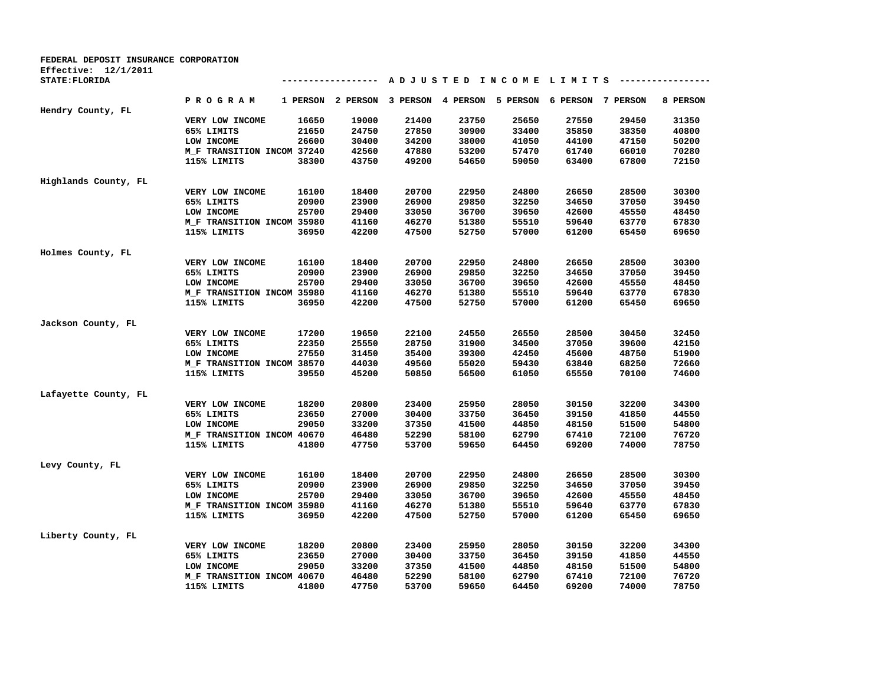**FEDERAL DEPOSIT INSURANCE CORPORATION**
**Effective: 12/1/2011**
**STATE:FLORIDA**

**------------------ A D J U S T E D   I N C O M E   L I M I T S ----------------**

| County | PROGRAM | 1 PERSON | 2 PERSON | 3 PERSON | 4 PERSON | 5 PERSON | 6 PERSON | 7 PERSON | 8 PERSON |
|---|---|---|---|---|---|---|---|---|---|
| Hendry County, FL | | | | | | | | | |
| | VERY LOW INCOME | 16650 | 19000 | 21400 | 23750 | 25650 | 27550 | 29450 | 31350 |
| | 65% LIMITS | 21650 | 24750 | 27850 | 30900 | 33400 | 35850 | 38350 | 40800 |
| | LOW INCOME | 26600 | 30400 | 34200 | 38000 | 41050 | 44100 | 47150 | 50200 |
| | M_F TRANSITION INCOM | 37240 | 42560 | 47880 | 53200 | 57470 | 61740 | 66010 | 70280 |
| | 115% LIMITS | 38300 | 43750 | 49200 | 54650 | 59050 | 63400 | 67800 | 72150 |
| Highlands County, FL | | | | | | | | | |
| | VERY LOW INCOME | 16100 | 18400 | 20700 | 22950 | 24800 | 26650 | 28500 | 30300 |
| | 65% LIMITS | 20900 | 23900 | 26900 | 29850 | 32250 | 34650 | 37050 | 39450 |
| | LOW INCOME | 25700 | 29400 | 33050 | 36700 | 39650 | 42600 | 45550 | 48450 |
| | M_F TRANSITION INCOM | 35980 | 41160 | 46270 | 51380 | 55510 | 59640 | 63770 | 67830 |
| | 115% LIMITS | 36950 | 42200 | 47500 | 52750 | 57000 | 61200 | 65450 | 69650 |
| Holmes County, FL | | | | | | | | | |
| | VERY LOW INCOME | 16100 | 18400 | 20700 | 22950 | 24800 | 26650 | 28500 | 30300 |
| | 65% LIMITS | 20900 | 23900 | 26900 | 29850 | 32250 | 34650 | 37050 | 39450 |
| | LOW INCOME | 25700 | 29400 | 33050 | 36700 | 39650 | 42600 | 45550 | 48450 |
| | M_F TRANSITION INCOM | 35980 | 41160 | 46270 | 51380 | 55510 | 59640 | 63770 | 67830 |
| | 115% LIMITS | 36950 | 42200 | 47500 | 52750 | 57000 | 61200 | 65450 | 69650 |
| Jackson County, FL | | | | | | | | | |
| | VERY LOW INCOME | 17200 | 19650 | 22100 | 24550 | 26550 | 28500 | 30450 | 32450 |
| | 65% LIMITS | 22350 | 25550 | 28750 | 31900 | 34500 | 37050 | 39600 | 42150 |
| | LOW INCOME | 27550 | 31450 | 35400 | 39300 | 42450 | 45600 | 48750 | 51900 |
| | M_F TRANSITION INCOM | 38570 | 44030 | 49560 | 55020 | 59430 | 63840 | 68250 | 72660 |
| | 115% LIMITS | 39550 | 45200 | 50850 | 56500 | 61050 | 65550 | 70100 | 74600 |
| Lafayette County, FL | | | | | | | | | |
| | VERY LOW INCOME | 18200 | 20800 | 23400 | 25950 | 28050 | 30150 | 32200 | 34300 |
| | 65% LIMITS | 23650 | 27000 | 30400 | 33750 | 36450 | 39150 | 41850 | 44550 |
| | LOW INCOME | 29050 | 33200 | 37350 | 41500 | 44850 | 48150 | 51500 | 54800 |
| | M_F TRANSITION INCOM | 40670 | 46480 | 52290 | 58100 | 62790 | 67410 | 72100 | 76720 |
| | 115% LIMITS | 41800 | 47750 | 53700 | 59650 | 64450 | 69200 | 74000 | 78750 |
| Levy County, FL | | | | | | | | | |
| | VERY LOW INCOME | 16100 | 18400 | 20700 | 22950 | 24800 | 26650 | 28500 | 30300 |
| | 65% LIMITS | 20900 | 23900 | 26900 | 29850 | 32250 | 34650 | 37050 | 39450 |
| | LOW INCOME | 25700 | 29400 | 33050 | 36700 | 39650 | 42600 | 45550 | 48450 |
| | M_F TRANSITION INCOM | 35980 | 41160 | 46270 | 51380 | 55510 | 59640 | 63770 | 67830 |
| | 115% LIMITS | 36950 | 42200 | 47500 | 52750 | 57000 | 61200 | 65450 | 69650 |
| Liberty County, FL | | | | | | | | | |
| | VERY LOW INCOME | 18200 | 20800 | 23400 | 25950 | 28050 | 30150 | 32200 | 34300 |
| | 65% LIMITS | 23650 | 27000 | 30400 | 33750 | 36450 | 39150 | 41850 | 44550 |
| | LOW INCOME | 29050 | 33200 | 37350 | 41500 | 44850 | 48150 | 51500 | 54800 |
| | M_F TRANSITION INCOM | 40670 | 46480 | 52290 | 58100 | 62790 | 67410 | 72100 | 76720 |
| | 115% LIMITS | 41800 | 47750 | 53700 | 59650 | 64450 | 69200 | 74000 | 78750 |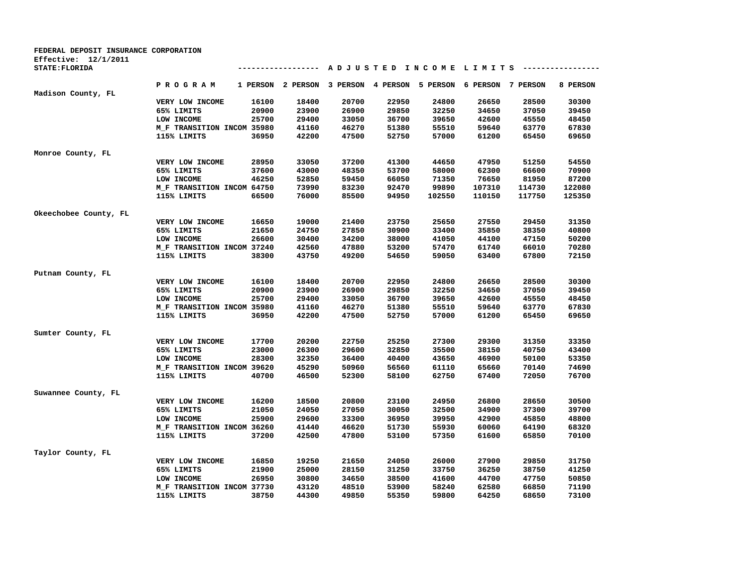**FEDERAL DEPOSIT INSURANCE CORPORATION**
**Effective: 12/1/2011**
**STATE:FLORIDA**

**------------------ A D J U S T E D  I N C O M E  L I M I T S ----------------**

| | P R O G R A M | 1 PERSON | 2 PERSON | 3 PERSON | 4 PERSON | 5 PERSON | 6 PERSON | 7 PERSON | 8 PERSON |
|---|---|---|---|---|---|---|---|---|---|
| Madison County, FL | | | | | | | | | |
| | VERY LOW INCOME | 16100 | 18400 | 20700 | 22950 | 24800 | 26650 | 28500 | 30300 |
| | 65% LIMITS | 20900 | 23900 | 26900 | 29850 | 32250 | 34650 | 37050 | 39450 |
| | LOW INCOME | 25700 | 29400 | 33050 | 36700 | 39650 | 42600 | 45550 | 48450 |
| | M_F TRANSITION INCOM | 35980 | 41160 | 46270 | 51380 | 55510 | 59640 | 63770 | 67830 |
| | 115% LIMITS | 36950 | 42200 | 47500 | 52750 | 57000 | 61200 | 65450 | 69650 |
| Monroe County, FL | | | | | | | | | |
| | VERY LOW INCOME | 28950 | 33050 | 37200 | 41300 | 44650 | 47950 | 51250 | 54550 |
| | 65% LIMITS | 37600 | 43000 | 48350 | 53700 | 58000 | 62300 | 66600 | 70900 |
| | LOW INCOME | 46250 | 52850 | 59450 | 66050 | 71350 | 76650 | 81950 | 87200 |
| | M_F TRANSITION INCOM | 64750 | 73990 | 83230 | 92470 | 99890 | 107310 | 114730 | 122080 |
| | 115% LIMITS | 66500 | 76000 | 85500 | 94950 | 102550 | 110150 | 117750 | 125350 |
| Okeechobee County, FL | | | | | | | | | |
| | VERY LOW INCOME | 16650 | 19000 | 21400 | 23750 | 25650 | 27550 | 29450 | 31350 |
| | 65% LIMITS | 21650 | 24750 | 27850 | 30900 | 33400 | 35850 | 38350 | 40800 |
| | LOW INCOME | 26600 | 30400 | 34200 | 38000 | 41050 | 44100 | 47150 | 50200 |
| | M_F TRANSITION INCOM | 37240 | 42560 | 47880 | 53200 | 57470 | 61740 | 66010 | 70280 |
| | 115% LIMITS | 38300 | 43750 | 49200 | 54650 | 59050 | 63400 | 67800 | 72150 |
| Putnam County, FL | | | | | | | | | |
| | VERY LOW INCOME | 16100 | 18400 | 20700 | 22950 | 24800 | 26650 | 28500 | 30300 |
| | 65% LIMITS | 20900 | 23900 | 26900 | 29850 | 32250 | 34650 | 37050 | 39450 |
| | LOW INCOME | 25700 | 29400 | 33050 | 36700 | 39650 | 42600 | 45550 | 48450 |
| | M_F TRANSITION INCOM | 35980 | 41160 | 46270 | 51380 | 55510 | 59640 | 63770 | 67830 |
| | 115% LIMITS | 36950 | 42200 | 47500 | 52750 | 57000 | 61200 | 65450 | 69650 |
| Sumter County, FL | | | | | | | | | |
| | VERY LOW INCOME | 17700 | 20200 | 22750 | 25250 | 27300 | 29300 | 31350 | 33350 |
| | 65% LIMITS | 23000 | 26300 | 29600 | 32850 | 35500 | 38150 | 40750 | 43400 |
| | LOW INCOME | 28300 | 32350 | 36400 | 40400 | 43650 | 46900 | 50100 | 53350 |
| | M_F TRANSITION INCOM | 39620 | 45290 | 50960 | 56560 | 61110 | 65660 | 70140 | 74690 |
| | 115% LIMITS | 40700 | 46500 | 52300 | 58100 | 62750 | 67400 | 72050 | 76700 |
| Suwannee County, FL | | | | | | | | | |
| | VERY LOW INCOME | 16200 | 18500 | 20800 | 23100 | 24950 | 26800 | 28650 | 30500 |
| | 65% LIMITS | 21050 | 24050 | 27050 | 30050 | 32500 | 34900 | 37300 | 39700 |
| | LOW INCOME | 25900 | 29600 | 33300 | 36950 | 39950 | 42900 | 45850 | 48800 |
| | M_F TRANSITION INCOM | 36260 | 41440 | 46620 | 51730 | 55930 | 60060 | 64190 | 68320 |
| | 115% LIMITS | 37200 | 42500 | 47800 | 53100 | 57350 | 61600 | 65850 | 70100 |
| Taylor County, FL | | | | | | | | | |
| | VERY LOW INCOME | 16850 | 19250 | 21650 | 24050 | 26000 | 27900 | 29850 | 31750 |
| | 65% LIMITS | 21900 | 25000 | 28150 | 31250 | 33750 | 36250 | 38750 | 41250 |
| | LOW INCOME | 26950 | 30800 | 34650 | 38500 | 41600 | 44700 | 47750 | 50850 |
| | M_F TRANSITION INCOM | 37730 | 43120 | 48510 | 53900 | 58240 | 62580 | 66850 | 71190 |
| | 115% LIMITS | 38750 | 44300 | 49850 | 55350 | 59800 | 64250 | 68650 | 73100 |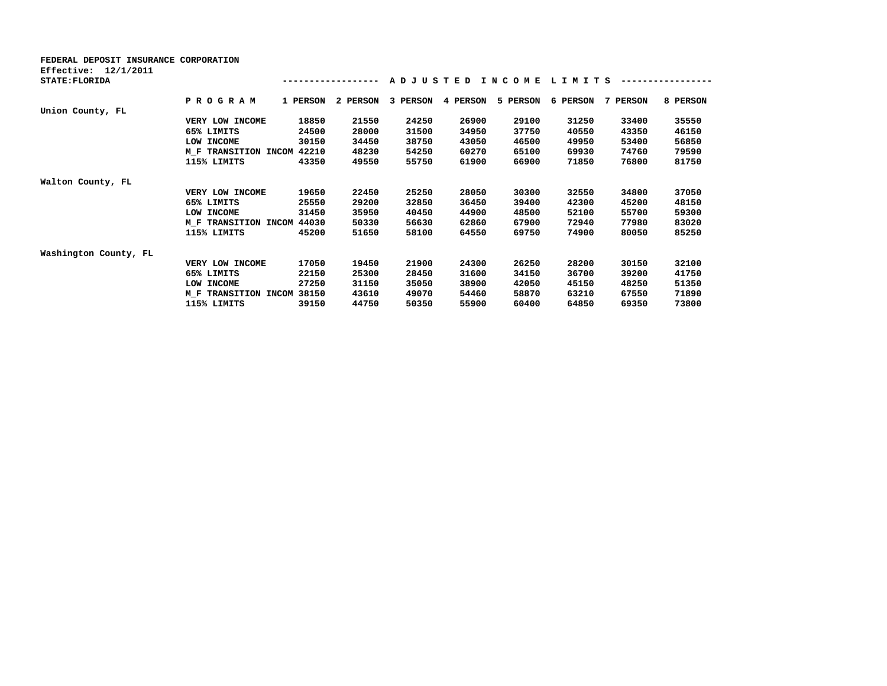FEDERAL DEPOSIT INSURANCE CORPORATION
Effective: 12/1/2011
STATE:FLORIDA

------------------ A D J U S T E D I N C O M E L I M I T S -----------------

| | P R O G R A M | 1 PERSON | 2 PERSON | 3 PERSON | 4 PERSON | 5 PERSON | 6 PERSON | 7 PERSON | 8 PERSON |
|---|---|---|---|---|---|---|---|---|---|
| Union County, FL | | | | | | | | | |
| | VERY LOW INCOME | 18850 | 21550 | 24250 | 26900 | 29100 | 31250 | 33400 | 35550 |
| | 65% LIMITS | 24500 | 28000 | 31500 | 34950 | 37750 | 40550 | 43350 | 46150 |
| | LOW INCOME | 30150 | 34450 | 38750 | 43050 | 46500 | 49950 | 53400 | 56850 |
| | M_F TRANSITION INCOM | 42210 | 48230 | 54250 | 60270 | 65100 | 69930 | 74760 | 79590 |
| | 115% LIMITS | 43350 | 49550 | 55750 | 61900 | 66900 | 71850 | 76800 | 81750 |
| Walton County, FL | | | | | | | | | |
| | VERY LOW INCOME | 19650 | 22450 | 25250 | 28050 | 30300 | 32550 | 34800 | 37050 |
| | 65% LIMITS | 25550 | 29200 | 32850 | 36450 | 39400 | 42300 | 45200 | 48150 |
| | LOW INCOME | 31450 | 35950 | 40450 | 44900 | 48500 | 52100 | 55700 | 59300 |
| | M_F TRANSITION INCOM | 44030 | 50330 | 56630 | 62860 | 67900 | 72940 | 77980 | 83020 |
| | 115% LIMITS | 45200 | 51650 | 58100 | 64550 | 69750 | 74900 | 80050 | 85250 |
| Washington County, FL | | | | | | | | | |
| | VERY LOW INCOME | 17050 | 19450 | 21900 | 24300 | 26250 | 28200 | 30150 | 32100 |
| | 65% LIMITS | 22150 | 25300 | 28450 | 31600 | 34150 | 36700 | 39200 | 41750 |
| | LOW INCOME | 27250 | 31150 | 35050 | 38900 | 42050 | 45150 | 48250 | 51350 |
| | M_F TRANSITION INCOM | 38150 | 43610 | 49070 | 54460 | 58870 | 63210 | 67550 | 71890 |
| | 115% LIMITS | 39150 | 44750 | 50350 | 55900 | 60400 | 64850 | 69350 | 73800 |